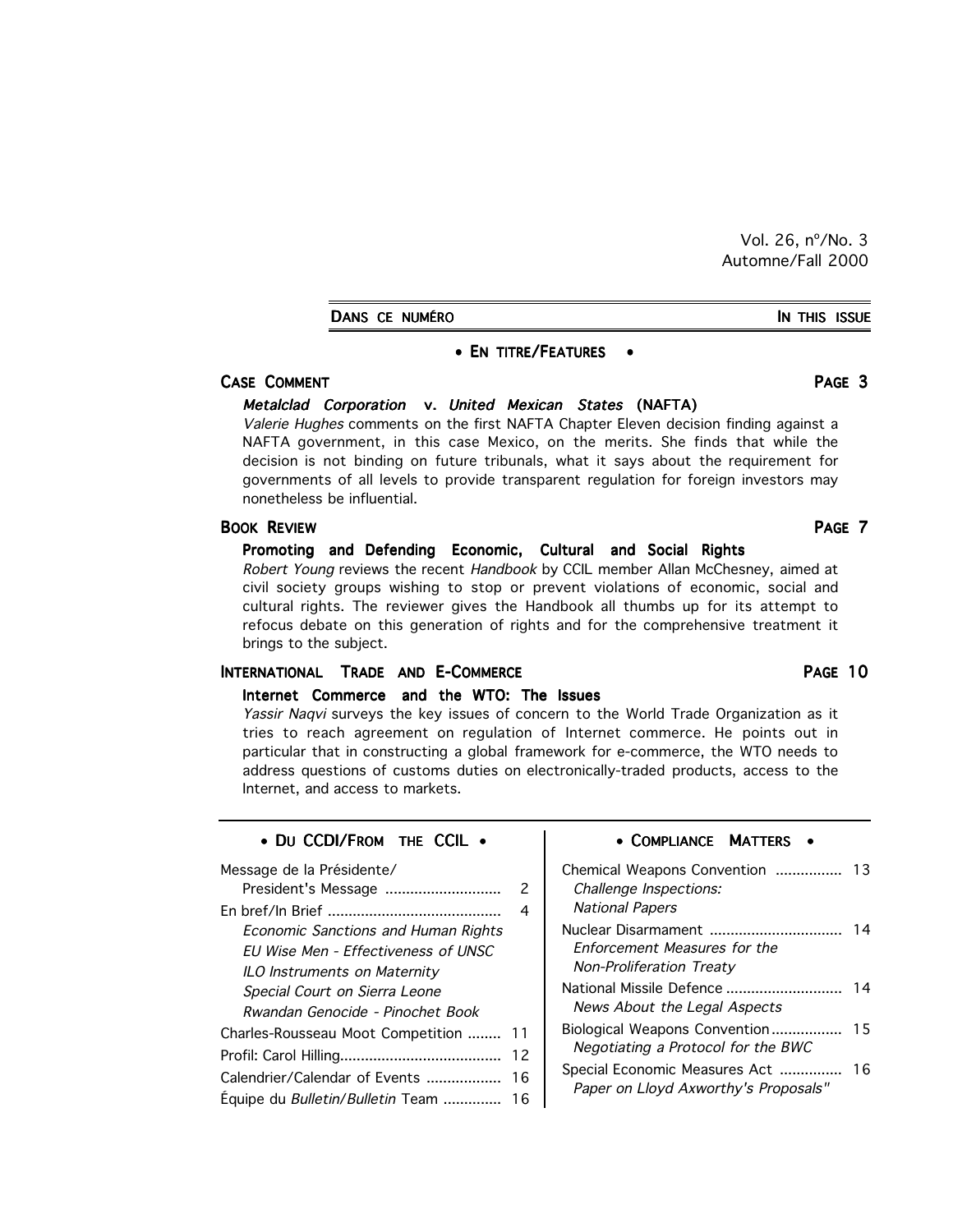Vol. 26, nº/No. 3
Automne/Fall 2000

**DANS CE NUMÉRO** — **IN THIS ISSUE**

## • EN TITRE/FEATURES •

### CASE COMMENT — PAGE 3

***Metalclad Corporation* v. *United Mexican States* (NAFTA)**

*Valerie Hughes* comments on the first NAFTA Chapter Eleven decision finding against a NAFTA government, in this case Mexico, on the merits. She finds that while the decision is not binding on future tribunals, what it says about the requirement for governments of all levels to provide transparent regulation for foreign investors may nonetheless be influential.

### BOOK REVIEW — PAGE 7

**Promoting and Defending Economic, Cultural and Social Rights**

*Robert Young* reviews the recent *Handbook* by CCIL member Allan McChesney, aimed at civil society groups wishing to stop or prevent violations of economic, social and cultural rights. The reviewer gives the Handbook all thumbs up for its attempt to refocus debate on this generation of rights and for the comprehensive treatment it brings to the subject.

### INTERNATIONAL TRADE AND E-COMMERCE — PAGE 10

**Internet Commerce and the WTO: The Issues**

*Yassir Naqvi* surveys the key issues of concern to the World Trade Organization as it tries to reach agreement on regulation of Internet commerce. He points out in particular that in constructing a global framework for e-commerce, the WTO needs to address questions of customs duties on electronically-traded products, access to the Internet, and access to markets.

## • DU CCDI/FROM THE CCIL •

| | |
|---|---|
| Message de la Présidente/ President's Message | 2 |
| En bref/In Brief | 4 |
| *Economic Sanctions and Human Rights* | |
| *EU Wise Men - Effectiveness of UNSC* | |
| *ILO Instruments on Maternity* | |
| *Special Court on Sierra Leone* | |
| *Rwandan Genocide - Pinochet Book* | |
| Charles-Rousseau Moot Competition | 11 |
| Profil: Carol Hilling | 12 |
| Calendrier/Calendar of Events | 16 |
| Équipe du *Bulletin*/*Bulletin* Team | 16 |

## • COMPLIANCE MATTERS •

| | |
|---|---|
| Chemical Weapons Convention — *Challenge Inspections: National Papers* | 13 |
| Nuclear Disarmament — *Enforcement Measures for the Non-Proliferation Treaty* | 14 |
| National Missile Defence — *News About the Legal Aspects* | 14 |
| Biological Weapons Convention — *Negotiating a Protocol for the BWC* | 15 |
| Special Economic Measures Act — *Paper on Lloyd Axworthy's Proposals"* | 16 |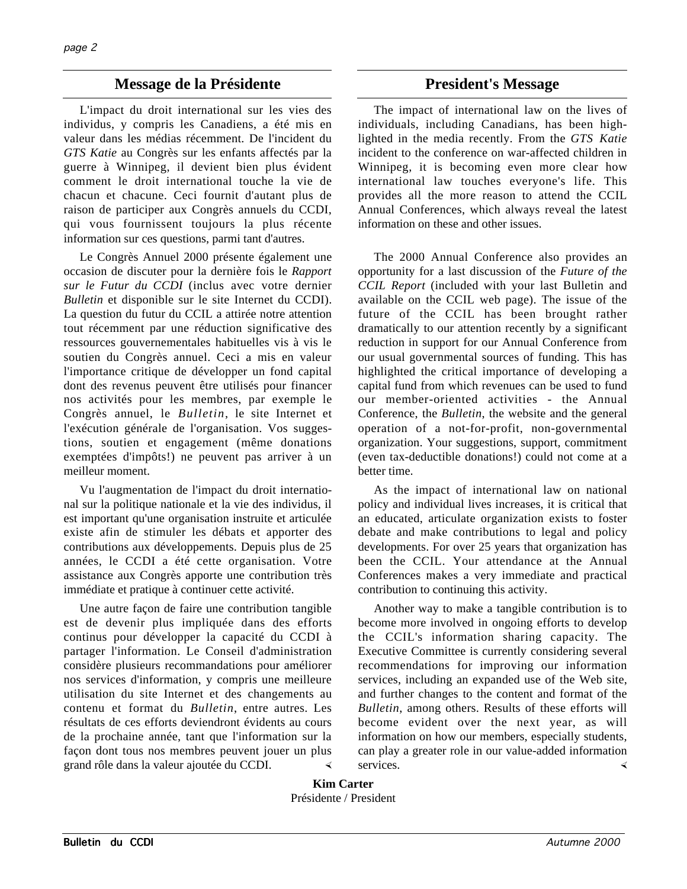## Message de la Présidente

L'impact du droit international sur les vies des individus, y compris les Canadiens, a été mis en valeur dans les médias récemment. De l'incident du *GTS Katie* au Congrès sur les enfants affectés par la guerre à Winnipeg, il devient bien plus évident comment le droit international touche la vie de chacun et chacune. Ceci fournit d'autant plus de raison de participer aux Congrès annuels du CCDI, qui vous fournissent toujours la plus récente information sur ces questions, parmi tant d'autres.

Le Congrès Annuel 2000 présente également une occasion de discuter pour la dernière fois le *Rapport sur le Futur du CCDI* (inclus avec votre dernier *Bulletin* et disponible sur le site Internet du CCDI). La question du futur du CCIL a attirée notre attention tout récemment par une réduction significative des ressources gouvernementales habituelles vis à vis le soutien du Congrès annuel. Ceci a mis en valeur l'importance critique de développer un fond capital dont des revenus peuvent être utilisés pour financer nos activités pour les membres, par exemple le Congrès annuel, le *Bulletin*, le site Internet et l'exécution générale de l'organisation. Vos suggestions, soutien et engagement (même donations exemptées d'impôts!) ne peuvent pas arriver à un meilleur moment.

Vu l'augmentation de l'impact du droit international sur la politique nationale et la vie des individus, il est important qu'une organisation instruite et articulée existe afin de stimuler les débats et apporter des contributions aux développements. Depuis plus de 25 années, le CCDI a été cette organisation. Votre assistance aux Congrès apporte une contribution très immédiate et pratique à continuer cette activité.

Une autre façon de faire une contribution tangible est de devenir plus impliquée dans des efforts continus pour développer la capacité du CCDI à partager l'information. Le Conseil d'administration considère plusieurs recommandations pour améliorer nos services d'information, y compris une meilleure utilisation du site Internet et des changements au contenu et format du *Bulletin*, entre autres. Les résultats de ces efforts deviendront évidents au cours de la prochaine année, tant que l'information sur la façon dont tous nos membres peuvent jouer un plus grand rôle dans la valeur ajoutée du CCDI.

## President's Message

The impact of international law on the lives of individuals, including Canadians, has been highlighted in the media recently. From the *GTS Katie* incident to the conference on war-affected children in Winnipeg, it is becoming even more clear how international law touches everyone's life. This provides all the more reason to attend the CCIL Annual Conferences, which always reveal the latest information on these and other issues.

The 2000 Annual Conference also provides an opportunity for a last discussion of the *Future of the CCIL Report* (included with your last Bulletin and available on the CCIL web page). The issue of the future of the CCIL has been brought rather dramatically to our attention recently by a significant reduction in support for our Annual Conference from our usual governmental sources of funding. This has highlighted the critical importance of developing a capital fund from which revenues can be used to fund our member-oriented activities - the Annual Conference, the *Bulletin*, the website and the general operation of a not-for-profit, non-governmental organization. Your suggestions, support, commitment (even tax-deductible donations!) could not come at a better time.

As the impact of international law on national policy and individual lives increases, it is critical that an educated, articulate organization exists to foster debate and make contributions to legal and policy developments. For over 25 years that organization has been the CCIL. Your attendance at the Annual Conferences makes a very immediate and practical contribution to continuing this activity.

Another way to make a tangible contribution is to become more involved in ongoing efforts to develop the CCIL's information sharing capacity. The Executive Committee is currently considering several recommendations for improving our information services, including an expanded use of the Web site, and further changes to the content and format of the *Bulletin*, among others. Results of these efforts will become evident over the next year, as will information on how our members, especially students, can play a greater role in our value-added information services.

**Kim Carter**
Présidente / President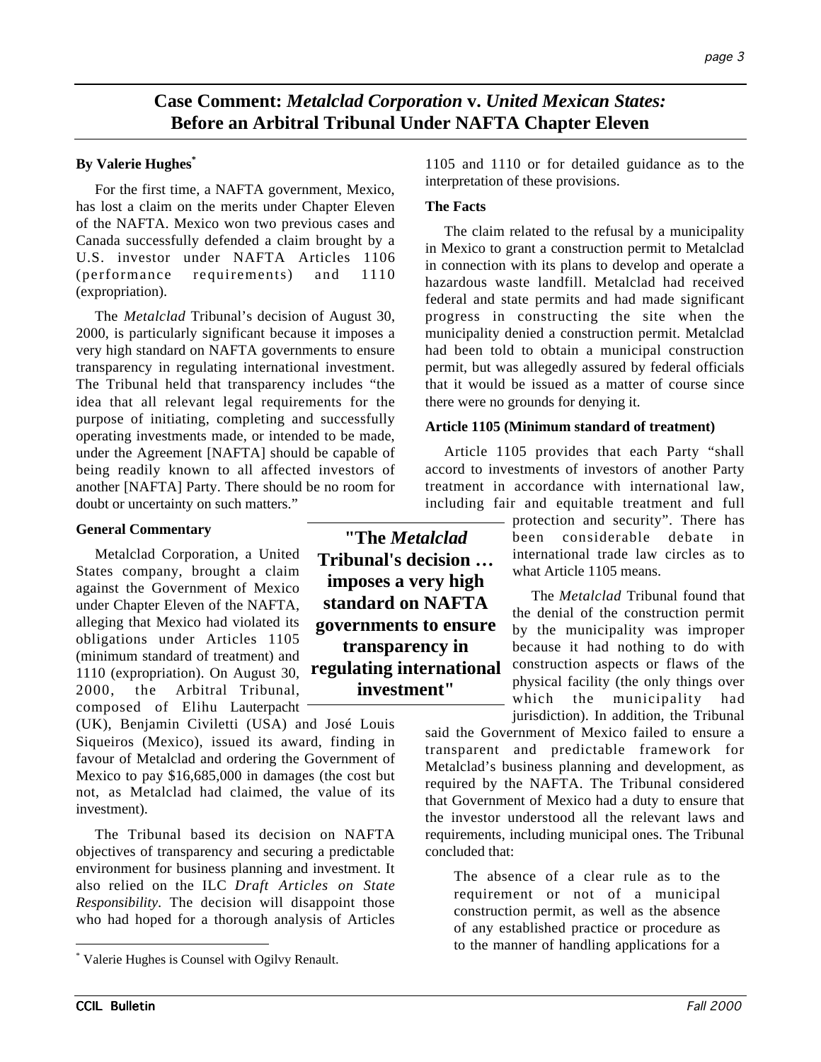# Case Comment: *Metalclad Corporation* v. *United Mexican States:* Before an Arbitral Tribunal Under NAFTA Chapter Eleven

**By Valerie Hughes***

For the first time, a NAFTA government, Mexico, has lost a claim on the merits under Chapter Eleven of the NAFTA. Mexico won two previous cases and Canada successfully defended a claim brought by a U.S. investor under NAFTA Articles 1106 (performance requirements) and 1110 (expropriation).

The *Metalclad* Tribunal's decision of August 30, 2000, is particularly significant because it imposes a very high standard on NAFTA governments to ensure transparency in regulating international investment. The Tribunal held that transparency includes "the idea that all relevant legal requirements for the purpose of initiating, completing and successfully operating investments made, or intended to be made, under the Agreement [NAFTA] should be capable of being readily known to all affected investors of another [NAFTA] Party. There should be no room for doubt or uncertainty on such matters."

### General Commentary

Metalclad Corporation, a United States company, brought a claim against the Government of Mexico under Chapter Eleven of the NAFTA, alleging that Mexico had violated its obligations under Articles 1105 (minimum standard of treatment) and 1110 (expropriation). On August 30, 2000, the Arbitral Tribunal, composed of Elihu Lauterpacht (UK), Benjamin Civiletti (USA) and José Louis Siqueiros (Mexico), issued its award, finding in favour of Metalclad and ordering the Government of Mexico to pay $16,685,000 in damages (the cost but not, as Metalclad had claimed, the value of its investment).

The Tribunal based its decision on NAFTA objectives of transparency and securing a predictable environment for business planning and investment. It also relied on the ILC *Draft Articles on State Responsibility*. The decision will disappoint those who had hoped for a thorough analysis of Articles 1105 and 1110 or for detailed guidance as to the interpretation of these provisions.

**"The *Metalclad* Tribunal's decision … imposes a very high standard on NAFTA governments to ensure transparency in regulating international investment"**

### The Facts

The claim related to the refusal by a municipality in Mexico to grant a construction permit to Metalclad in connection with its plans to develop and operate a hazardous waste landfill. Metalclad had received federal and state permits and had made significant progress in constructing the site when the municipality denied a construction permit. Metalclad had been told to obtain a municipal construction permit, but was allegedly assured by federal officials that it would be issued as a matter of course since there were no grounds for denying it.

### Article 1105 (Minimum standard of treatment)

Article 1105 provides that each Party "shall accord to investments of investors of another Party treatment in accordance with international law, including fair and equitable treatment and full protection and security". There has been considerable debate in international trade law circles as to what Article 1105 means.

The *Metalclad* Tribunal found that the denial of the construction permit by the municipality was improper because it had nothing to do with construction aspects or flaws of the physical facility (the only things over which the municipality had jurisdiction). In addition, the Tribunal said the Government of Mexico failed to ensure a transparent and predictable framework for Metalclad's business planning and development, as required by the NAFTA. The Tribunal considered that Government of Mexico had a duty to ensure that the investor understood all the relevant laws and requirements, including municipal ones. The Tribunal concluded that:

> The absence of a clear rule as to the requirement or not of a municipal construction permit, as well as the absence of any established practice or procedure as to the manner of handling applications for a

---

* Valerie Hughes is Counsel with Ogilvy Renault.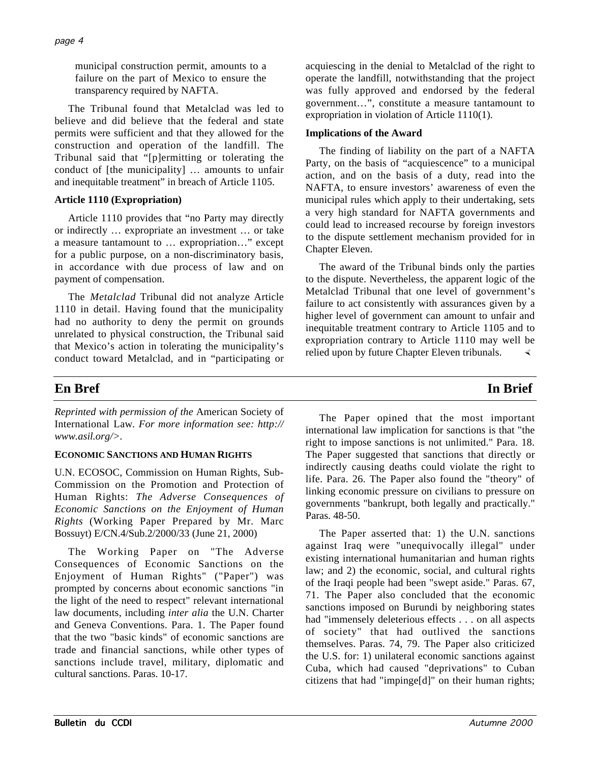municipal construction permit, amounts to a failure on the part of Mexico to ensure the transparency required by NAFTA.

The Tribunal found that Metalclad was led to believe and did believe that the federal and state permits were sufficient and that they allowed for the construction and operation of the landfill. The Tribunal said that "[p]ermitting or tolerating the conduct of [the municipality] … amounts to unfair and inequitable treatment" in breach of Article 1105.

**Article 1110 (Expropriation)**

Article 1110 provides that "no Party may directly or indirectly … expropriate an investment … or take a measure tantamount to … expropriation…" except for a public purpose, on a non-discriminatory basis, in accordance with due process of law and on payment of compensation.

The *Metalclad* Tribunal did not analyze Article 1110 in detail. Having found that the municipality had no authority to deny the permit on grounds unrelated to physical construction, the Tribunal said that Mexico's action in tolerating the municipality's conduct toward Metalclad, and in "participating or acquiescing in the denial to Metalclad of the right to operate the landfill, notwithstanding that the project was fully approved and endorsed by the federal government…", constitute a measure tantamount to expropriation in violation of Article 1110(1).

**Implications of the Award**

The finding of liability on the part of a NAFTA Party, on the basis of "acquiescence" to a municipal action, and on the basis of a duty, read into the NAFTA, to ensure investors' awareness of even the municipal rules which apply to their undertaking, sets a very high standard for NAFTA governments and could lead to increased recourse by foreign investors to the dispute settlement mechanism provided for in Chapter Eleven.

The award of the Tribunal binds only the parties to the dispute. Nevertheless, the apparent logic of the Metalclad Tribunal that one level of government's failure to act consistently with assurances given by a higher level of government can amount to unfair and inequitable treatment contrary to Article 1105 and to expropriation contrary to Article 1110 may well be relied upon by future Chapter Eleven tribunals.

## En Bref — In Brief

*Reprinted with permission of the* American Society of International Law. *For more information see: http://www.asil.org/>.*

**ECONOMIC SANCTIONS AND HUMAN RIGHTS**

U.N. ECOSOC, Commission on Human Rights, Sub-Commission on the Promotion and Protection of Human Rights: *The Adverse Consequences of Economic Sanctions on the Enjoyment of Human Rights* (Working Paper Prepared by Mr. Marc Bossuyt) E/CN.4/Sub.2/2000/33 (June 21, 2000)

The Working Paper on "The Adverse Consequences of Economic Sanctions on the Enjoyment of Human Rights" ("Paper") was prompted by concerns about economic sanctions "in the light of the need to respect" relevant international law documents, including *inter alia* the U.N. Charter and Geneva Conventions. Para. 1. The Paper found that the two "basic kinds" of economic sanctions are trade and financial sanctions, while other types of sanctions include travel, military, diplomatic and cultural sanctions. Paras. 10-17.

The Paper opined that the most important international law implication for sanctions is that "the right to impose sanctions is not unlimited." Para. 18. The Paper suggested that sanctions that directly or indirectly causing deaths could violate the right to life. Para. 26. The Paper also found the "theory" of linking economic pressure on civilians to pressure on governments "bankrupt, both legally and practically." Paras. 48-50.

The Paper asserted that: 1) the U.N. sanctions against Iraq were "unequivocally illegal" under existing international humanitarian and human rights law; and 2) the economic, social, and cultural rights of the Iraqi people had been "swept aside." Paras. 67, 71. The Paper also concluded that the economic sanctions imposed on Burundi by neighboring states had "immensely deleterious effects . . . on all aspects of society" that had outlived the sanctions themselves. Paras. 74, 79. The Paper also criticized the U.S. for: 1) unilateral economic sanctions against Cuba, which had caused "deprivations" to Cuban citizens that had "impinge[d]" on their human rights;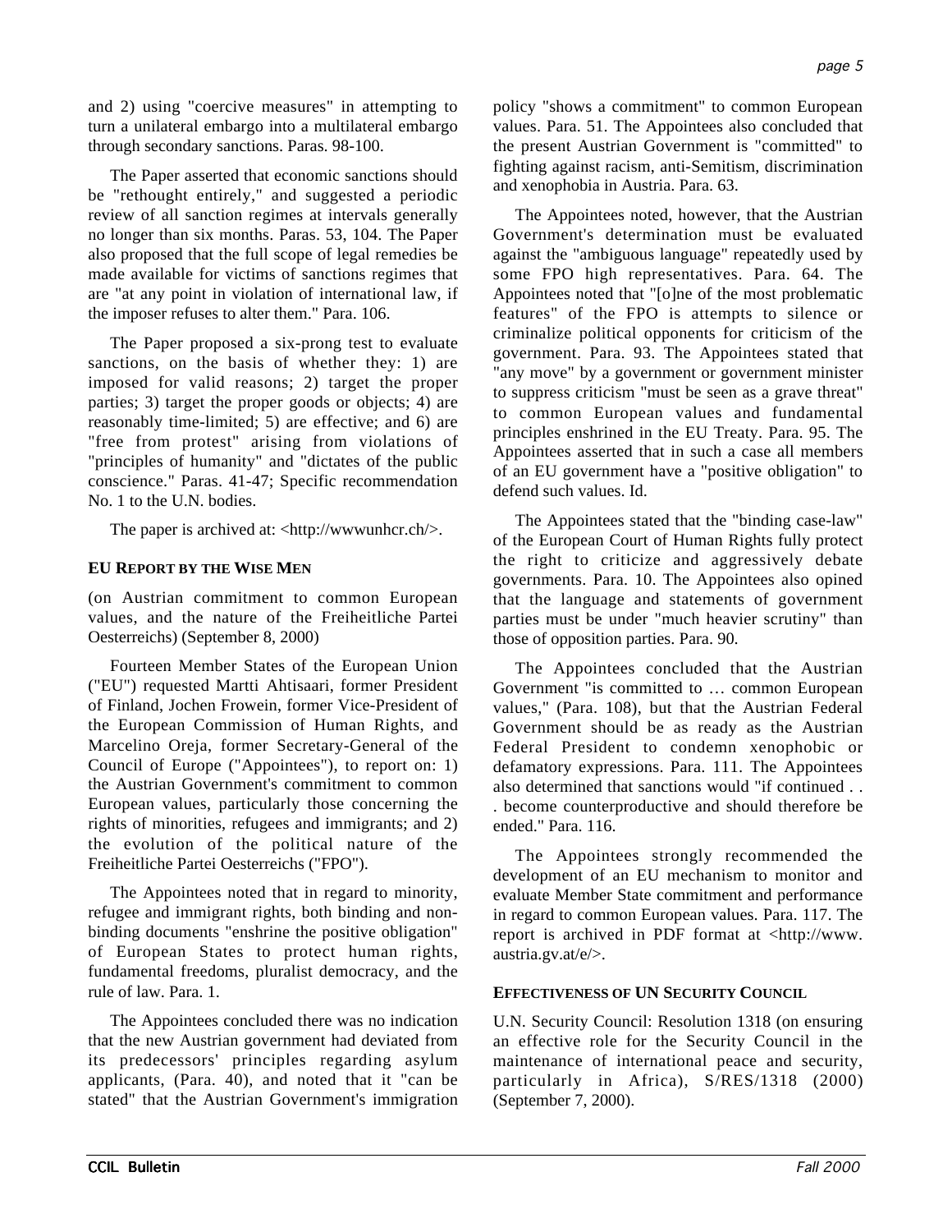and 2) using "coercive measures" in attempting to turn a unilateral embargo into a multilateral embargo through secondary sanctions. Paras. 98-100.

The Paper asserted that economic sanctions should be "rethought entirely," and suggested a periodic review of all sanction regimes at intervals generally no longer than six months. Paras. 53, 104. The Paper also proposed that the full scope of legal remedies be made available for victims of sanctions regimes that are "at any point in violation of international law, if the imposer refuses to alter them." Para. 106.

The Paper proposed a six-prong test to evaluate sanctions, on the basis of whether they: 1) are imposed for valid reasons; 2) target the proper parties; 3) target the proper goods or objects; 4) are reasonably time-limited; 5) are effective; and 6) are "free from protest" arising from violations of "principles of humanity" and "dictates of the public conscience." Paras. 41-47; Specific recommendation No. 1 to the U.N. bodies.

The paper is archived at: <http://wwwunhcr.ch/>.

### EU REPORT BY THE WISE MEN

(on Austrian commitment to common European values, and the nature of the Freiheitliche Partei Oesterreichs) (September 8, 2000)

Fourteen Member States of the European Union ("EU") requested Martti Ahtisaari, former President of Finland, Jochen Frowein, former Vice-President of the European Commission of Human Rights, and Marcelino Oreja, former Secretary-General of the Council of Europe ("Appointees"), to report on: 1) the Austrian Government's commitment to common European values, particularly those concerning the rights of minorities, refugees and immigrants; and 2) the evolution of the political nature of the Freiheitliche Partei Oesterreichs ("FPO").

The Appointees noted that in regard to minority, refugee and immigrant rights, both binding and non-binding documents "enshrine the positive obligation" of European States to protect human rights, fundamental freedoms, pluralist democracy, and the rule of law. Para. 1.

The Appointees concluded there was no indication that the new Austrian government had deviated from its predecessors' principles regarding asylum applicants, (Para. 40), and noted that it "can be stated" that the Austrian Government's immigration policy "shows a commitment" to common European values. Para. 51. The Appointees also concluded that the present Austrian Government is "committed" to fighting against racism, anti-Semitism, discrimination and xenophobia in Austria. Para. 63.

The Appointees noted, however, that the Austrian Government's determination must be evaluated against the "ambiguous language" repeatedly used by some FPO high representatives. Para. 64. The Appointees noted that "[o]ne of the most problematic features" of the FPO is attempts to silence or criminalize political opponents for criticism of the government. Para. 93. The Appointees stated that "any move" by a government or government minister to suppress criticism "must be seen as a grave threat" to common European values and fundamental principles enshrined in the EU Treaty. Para. 95. The Appointees asserted that in such a case all members of an EU government have a "positive obligation" to defend such values. Id.

The Appointees stated that the "binding case-law" of the European Court of Human Rights fully protect the right to criticize and aggressively debate governments. Para. 10. The Appointees also opined that the language and statements of government parties must be under "much heavier scrutiny" than those of opposition parties. Para. 90.

The Appointees concluded that the Austrian Government "is committed to … common European values," (Para. 108), but that the Austrian Federal Government should be as ready as the Austrian Federal President to condemn xenophobic or defamatory expressions. Para. 111. The Appointees also determined that sanctions would "if continued . . . become counterproductive and should therefore be ended." Para. 116.

The Appointees strongly recommended the development of an EU mechanism to monitor and evaluate Member State commitment and performance in regard to common European values. Para. 117. The report is archived in PDF format at <http://www.austria.gv.at/e/>.

### EFFECTIVENESS OF UN SECURITY COUNCIL

U.N. Security Council: Resolution 1318 (on ensuring an effective role for the Security Council in the maintenance of international peace and security, particularly in Africa), S/RES/1318 (2000) (September 7, 2000).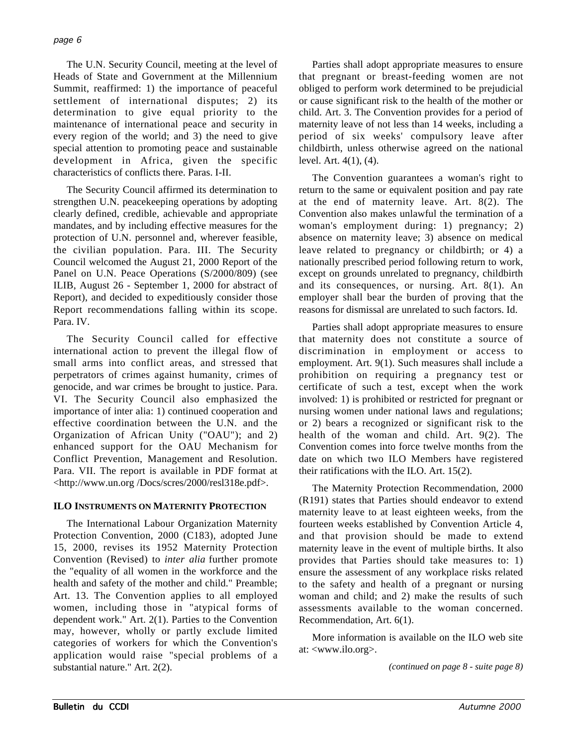The U.N. Security Council, meeting at the level of Heads of State and Government at the Millennium Summit, reaffirmed: 1) the importance of peaceful settlement of international disputes; 2) its determination to give equal priority to the maintenance of international peace and security in every region of the world; and 3) the need to give special attention to promoting peace and sustainable development in Africa, given the specific characteristics of conflicts there. Paras. I-II.

The Security Council affirmed its determination to strengthen U.N. peacekeeping operations by adopting clearly defined, credible, achievable and appropriate mandates, and by including effective measures for the protection of U.N. personnel and, wherever feasible, the civilian population. Para. III. The Security Council welcomed the August 21, 2000 Report of the Panel on U.N. Peace Operations (S/2000/809) (see ILIB, August 26 - September 1, 2000 for abstract of Report), and decided to expeditiously consider those Report recommendations falling within its scope. Para. IV.

The Security Council called for effective international action to prevent the illegal flow of small arms into conflict areas, and stressed that perpetrators of crimes against humanity, crimes of genocide, and war crimes be brought to justice. Para. VI. The Security Council also emphasized the importance of inter alia: 1) continued cooperation and effective coordination between the U.N. and the Organization of African Unity ("OAU"); and 2) enhanced support for the OAU Mechanism for Conflict Prevention, Management and Resolution. Para. VII. The report is available in PDF format at <http://www.un.org /Docs/scres/2000/resl318e.pdf>.

## ILO Instruments on Maternity Protection

The International Labour Organization Maternity Protection Convention, 2000 (C183), adopted June 15, 2000, revises its 1952 Maternity Protection Convention (Revised) to *inter alia* further promote the "equality of all women in the workforce and the health and safety of the mother and child." Preamble; Art. 13. The Convention applies to all employed women, including those in "atypical forms of dependent work." Art. 2(1). Parties to the Convention may, however, wholly or partly exclude limited categories of workers for which the Convention's application would raise "special problems of a substantial nature." Art. 2(2).

Parties shall adopt appropriate measures to ensure that pregnant or breast-feeding women are not obliged to perform work determined to be prejudicial or cause significant risk to the health of the mother or child. Art. 3. The Convention provides for a period of maternity leave of not less than 14 weeks, including a period of six weeks' compulsory leave after childbirth, unless otherwise agreed on the national level. Art. 4(1), (4).

The Convention guarantees a woman's right to return to the same or equivalent position and pay rate at the end of maternity leave. Art. 8(2). The Convention also makes unlawful the termination of a woman's employment during: 1) pregnancy; 2) absence on maternity leave; 3) absence on medical leave related to pregnancy or childbirth; or 4) a nationally prescribed period following return to work, except on grounds unrelated to pregnancy, childbirth and its consequences, or nursing. Art. 8(1). An employer shall bear the burden of proving that the reasons for dismissal are unrelated to such factors. Id.

Parties shall adopt appropriate measures to ensure that maternity does not constitute a source of discrimination in employment or access to employment. Art. 9(1). Such measures shall include a prohibition on requiring a pregnancy test or certificate of such a test, except when the work involved: 1) is prohibited or restricted for pregnant or nursing women under national laws and regulations; or 2) bears a recognized or significant risk to the health of the woman and child. Art. 9(2). The Convention comes into force twelve months from the date on which two ILO Members have registered their ratifications with the ILO. Art. 15(2).

The Maternity Protection Recommendation, 2000 (R191) states that Parties should endeavor to extend maternity leave to at least eighteen weeks, from the fourteen weeks established by Convention Article 4, and that provision should be made to extend maternity leave in the event of multiple births. It also provides that Parties should take measures to: 1) ensure the assessment of any workplace risks related to the safety and health of a pregnant or nursing woman and child; and 2) make the results of such assessments available to the woman concerned. Recommendation, Art. 6(1).

More information is available on the ILO web site at: <www.ilo.org>.

*(continued on page 8 - suite page 8)*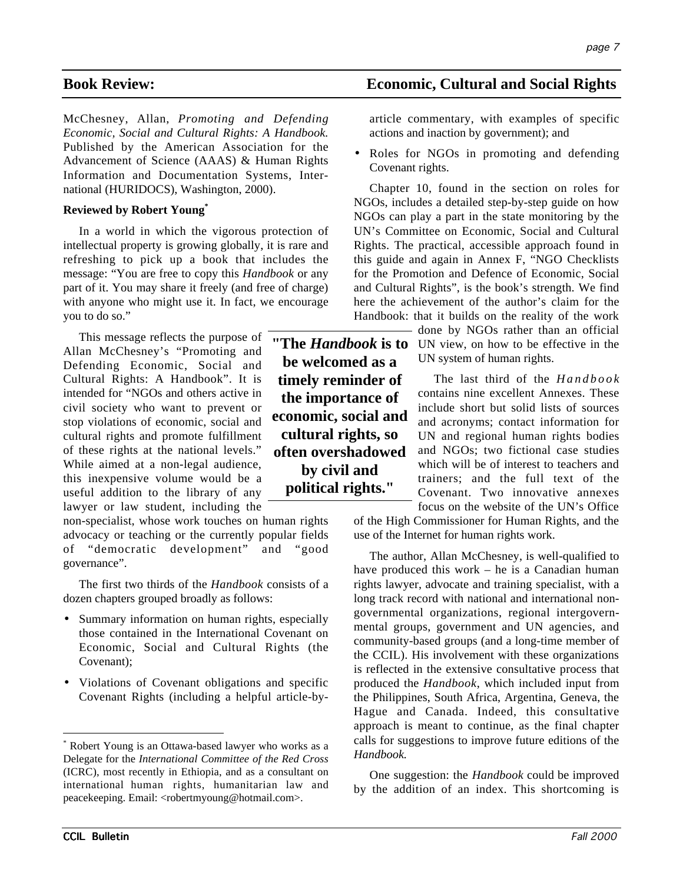## Book Review: Economic, Cultural and Social Rights

McChesney, Allan, *Promoting and Defending Economic, Social and Cultural Rights: A Handbook.* Published by the American Association for the Advancement of Science (AAAS) & Human Rights Information and Documentation Systems, International (HURIDOCS), Washington, 2000).

**Reviewed by Robert Young***

In a world in which the vigorous protection of intellectual property is growing globally, it is rare and refreshing to pick up a book that includes the message: "You are free to copy this *Handbook* or any part of it. You may share it freely (and free of charge) with anyone who might use it. In fact, we encourage you to do so."

This message reflects the purpose of Allan McChesney's "Promoting and Defending Economic, Social and Cultural Rights: A Handbook". It is intended for "NGOs and others active in civil society who want to prevent or stop violations of economic, social and cultural rights and promote fulfillment of these rights at the national levels." While aimed at a non-legal audience, this inexpensive volume would be a useful addition to the library of any lawyer or law student, including the non-specialist, whose work touches on human rights advocacy or teaching or the currently popular fields of "democratic development" and "good governance".

> **"The *Handbook* is to be welcomed as a timely reminder of the importance of economic, social and cultural rights, so often overshadowed by civil and political rights."**

The first two thirds of the *Handbook* consists of a dozen chapters grouped broadly as follows:

- Summary information on human rights, especially those contained in the International Covenant on Economic, Social and Cultural Rights (the Covenant);
- Violations of Covenant obligations and specific Covenant Rights (including a helpful article-by-article commentary, with examples of specific actions and inaction by government); and
- Roles for NGOs in promoting and defending Covenant rights.

Chapter 10, found in the section on roles for NGOs, includes a detailed step-by-step guide on how NGOs can play a part in the state monitoring by the UN's Committee on Economic, Social and Cultural Rights. The practical, accessible approach found in this guide and again in Annex F, "NGO Checklists for the Promotion and Defence of Economic, Social and Cultural Rights", is the book's strength. We find here the achievement of the author's claim for the Handbook: that it builds on the reality of the work done by NGOs rather than an official UN view, on how to be effective in the UN system of human rights.

The last third of the *Handbook* contains nine excellent Annexes. These include short but solid lists of sources and acronyms; contact information for UN and regional human rights bodies and NGOs; two fictional case studies which will be of interest to teachers and trainers; and the full text of the Covenant. Two innovative annexes focus on the website of the UN's Office of the High Commissioner for Human Rights, and the use of the Internet for human rights work.

The author, Allan McChesney, is well-qualified to have produced this work – he is a Canadian human rights lawyer, advocate and training specialist, with a long track record with national and international non-governmental organizations, regional intergovernmental groups, government and UN agencies, and community-based groups (and a long-time member of the CCIL). His involvement with these organizations is reflected in the extensive consultative process that produced the *Handbook*, which included input from the Philippines, South Africa, Argentina, Geneva, the Hague and Canada. Indeed, this consultative approach is meant to continue, as the final chapter calls for suggestions to improve future editions of the *Handbook.*

One suggestion: the *Handbook* could be improved by the addition of an index. This shortcoming is

---

\* Robert Young is an Ottawa-based lawyer who works as a Delegate for the *International Committee of the Red Cross* (ICRC), most recently in Ethiopia, and as a consultant on international human rights, humanitarian law and peacekeeping. Email: <robertmyoung@hotmail.com>.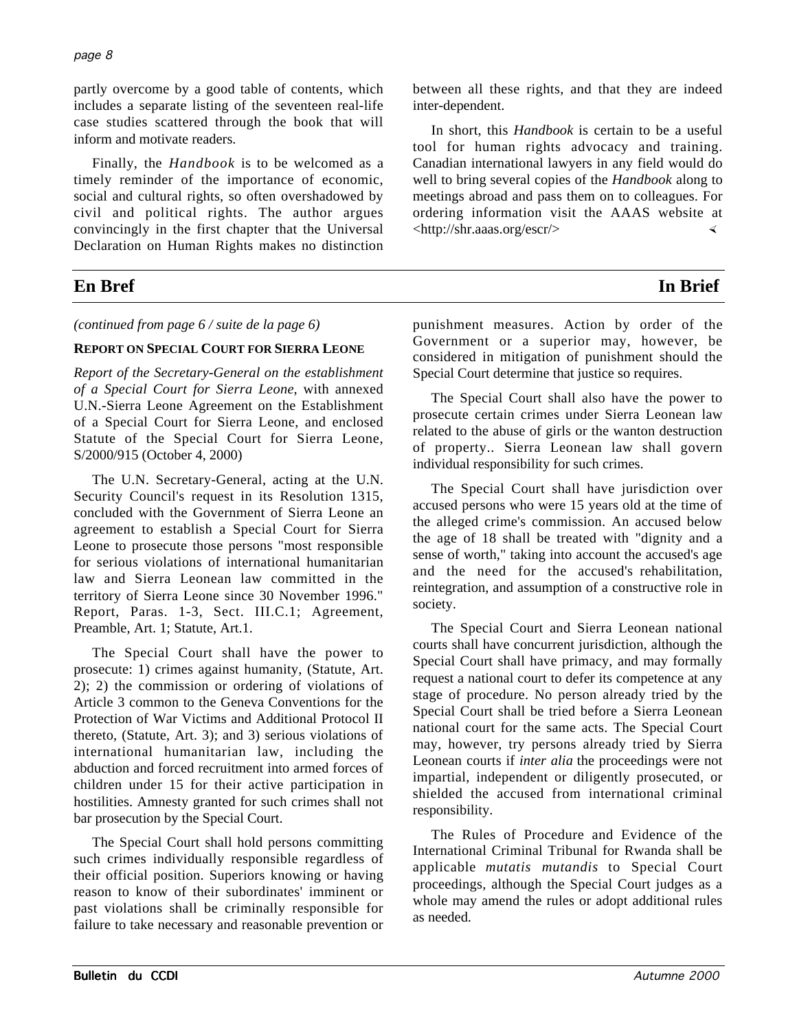partly overcome by a good table of contents, which includes a separate listing of the seventeen real-life case studies scattered through the book that will inform and motivate readers.

Finally, the *Handbook* is to be welcomed as a timely reminder of the importance of economic, social and cultural rights, so often overshadowed by civil and political rights. The author argues convincingly in the first chapter that the Universal Declaration on Human Rights makes no distinction between all these rights, and that they are indeed inter-dependent.

In short, this *Handbook* is certain to be a useful tool for human rights advocacy and training. Canadian international lawyers in any field would do well to bring several copies of the *Handbook* along to meetings abroad and pass them on to colleagues. For ordering information visit the AAAS website at <http://shr.aaas.org/escr/>

## En Bref — In Brief

*(continued from page 6 / suite de la page 6)*

### REPORT ON SPECIAL COURT FOR SIERRA LEONE

*Report of the Secretary-General on the establishment of a Special Court for Sierra Leone*, with annexed U.N.-Sierra Leone Agreement on the Establishment of a Special Court for Sierra Leone, and enclosed Statute of the Special Court for Sierra Leone, S/2000/915 (October 4, 2000)

The U.N. Secretary-General, acting at the U.N. Security Council's request in its Resolution 1315, concluded with the Government of Sierra Leone an agreement to establish a Special Court for Sierra Leone to prosecute those persons "most responsible for serious violations of international humanitarian law and Sierra Leonean law committed in the territory of Sierra Leone since 30 November 1996." Report, Paras. 1-3, Sect. III.C.1; Agreement, Preamble, Art. 1; Statute, Art.1.

The Special Court shall have the power to prosecute: 1) crimes against humanity, (Statute, Art. 2); 2) the commission or ordering of violations of Article 3 common to the Geneva Conventions for the Protection of War Victims and Additional Protocol II thereto, (Statute, Art. 3); and 3) serious violations of international humanitarian law, including the abduction and forced recruitment into armed forces of children under 15 for their active participation in hostilities. Amnesty granted for such crimes shall not bar prosecution by the Special Court.

The Special Court shall hold persons committing such crimes individually responsible regardless of their official position. Superiors knowing or having reason to know of their subordinates' imminent or past violations shall be criminally responsible for failure to take necessary and reasonable prevention or punishment measures. Action by order of the Government or a superior may, however, be considered in mitigation of punishment should the Special Court determine that justice so requires.

The Special Court shall also have the power to prosecute certain crimes under Sierra Leonean law related to the abuse of girls or the wanton destruction of property.. Sierra Leonean law shall govern individual responsibility for such crimes.

The Special Court shall have jurisdiction over accused persons who were 15 years old at the time of the alleged crime's commission. An accused below the age of 18 shall be treated with "dignity and a sense of worth," taking into account the accused's age and the need for the accused's rehabilitation, reintegration, and assumption of a constructive role in society.

The Special Court and Sierra Leonean national courts shall have concurrent jurisdiction, although the Special Court shall have primacy, and may formally request a national court to defer its competence at any stage of procedure. No person already tried by the Special Court shall be tried before a Sierra Leonean national court for the same acts. The Special Court may, however, try persons already tried by Sierra Leonean courts if *inter alia* the proceedings were not impartial, independent or diligently prosecuted, or shielded the accused from international criminal responsibility.

The Rules of Procedure and Evidence of the International Criminal Tribunal for Rwanda shall be applicable *mutatis mutandis* to Special Court proceedings, although the Special Court judges as a whole may amend the rules or adopt additional rules as needed.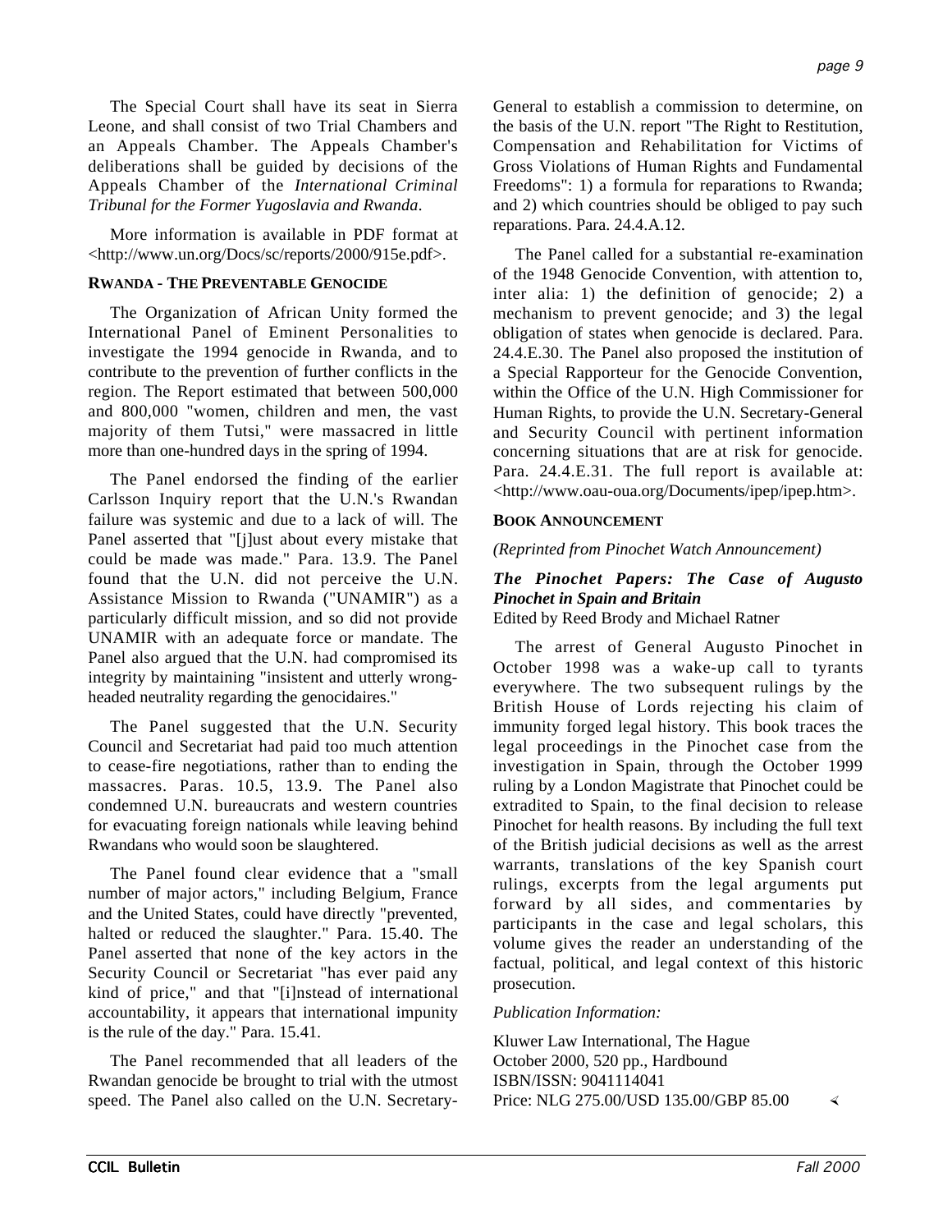The Special Court shall have its seat in Sierra Leone, and shall consist of two Trial Chambers and an Appeals Chamber. The Appeals Chamber's deliberations shall be guided by decisions of the Appeals Chamber of the *International Criminal Tribunal for the Former Yugoslavia and Rwanda*.

More information is available in PDF format at <http://www.un.org/Docs/sc/reports/2000/915e.pdf>.

### RWANDA - THE PREVENTABLE GENOCIDE

The Organization of African Unity formed the International Panel of Eminent Personalities to investigate the 1994 genocide in Rwanda, and to contribute to the prevention of further conflicts in the region. The Report estimated that between 500,000 and 800,000 "women, children and men, the vast majority of them Tutsi," were massacred in little more than one-hundred days in the spring of 1994.

The Panel endorsed the finding of the earlier Carlsson Inquiry report that the U.N.'s Rwandan failure was systemic and due to a lack of will. The Panel asserted that "[j]ust about every mistake that could be made was made." Para. 13.9. The Panel found that the U.N. did not perceive the U.N. Assistance Mission to Rwanda ("UNAMIR") as a particularly difficult mission, and so did not provide UNAMIR with an adequate force or mandate. The Panel also argued that the U.N. had compromised its integrity by maintaining "insistent and utterly wrong-headed neutrality regarding the genocidaires."

The Panel suggested that the U.N. Security Council and Secretariat had paid too much attention to cease-fire negotiations, rather than to ending the massacres. Paras. 10.5, 13.9. The Panel also condemned U.N. bureaucrats and western countries for evacuating foreign nationals while leaving behind Rwandans who would soon be slaughtered.

The Panel found clear evidence that a "small number of major actors," including Belgium, France and the United States, could have directly "prevented, halted or reduced the slaughter." Para. 15.40. The Panel asserted that none of the key actors in the Security Council or Secretariat "has ever paid any kind of price," and that "[i]nstead of international accountability, it appears that international impunity is the rule of the day." Para. 15.41.

The Panel recommended that all leaders of the Rwandan genocide be brought to trial with the utmost speed. The Panel also called on the U.N. Secretary-General to establish a commission to determine, on the basis of the U.N. report "The Right to Restitution, Compensation and Rehabilitation for Victims of Gross Violations of Human Rights and Fundamental Freedoms": 1) a formula for reparations to Rwanda; and 2) which countries should be obliged to pay such reparations. Para. 24.4.A.12.

The Panel called for a substantial re-examination of the 1948 Genocide Convention, with attention to, inter alia: 1) the definition of genocide; 2) a mechanism to prevent genocide; and 3) the legal obligation of states when genocide is declared. Para. 24.4.E.30. The Panel also proposed the institution of a Special Rapporteur for the Genocide Convention, within the Office of the U.N. High Commissioner for Human Rights, to provide the U.N. Secretary-General and Security Council with pertinent information concerning situations that are at risk for genocide. Para. 24.4.E.31. The full report is available at: <http://www.oau-oua.org/Documents/ipep/ipep.htm>.

### BOOK ANNOUNCEMENT

*(Reprinted from Pinochet Watch Announcement)*

***The Pinochet Papers: The Case of Augusto Pinochet in Spain and Britain***
Edited by Reed Brody and Michael Ratner

The arrest of General Augusto Pinochet in October 1998 was a wake-up call to tyrants everywhere. The two subsequent rulings by the British House of Lords rejecting his claim of immunity forged legal history. This book traces the legal proceedings in the Pinochet case from the investigation in Spain, through the October 1999 ruling by a London Magistrate that Pinochet could be extradited to Spain, to the final decision to release Pinochet for health reasons. By including the full text of the British judicial decisions as well as the arrest warrants, translations of the key Spanish court rulings, excerpts from the legal arguments put forward by all sides, and commentaries by participants in the case and legal scholars, this volume gives the reader an understanding of the factual, political, and legal context of this historic prosecution.

*Publication Information:*

Kluwer Law International, The Hague
October 2000, 520 pp., Hardbound
ISBN/ISSN: 9041114041
Price: NLG 275.00/USD 135.00/GBP 85.00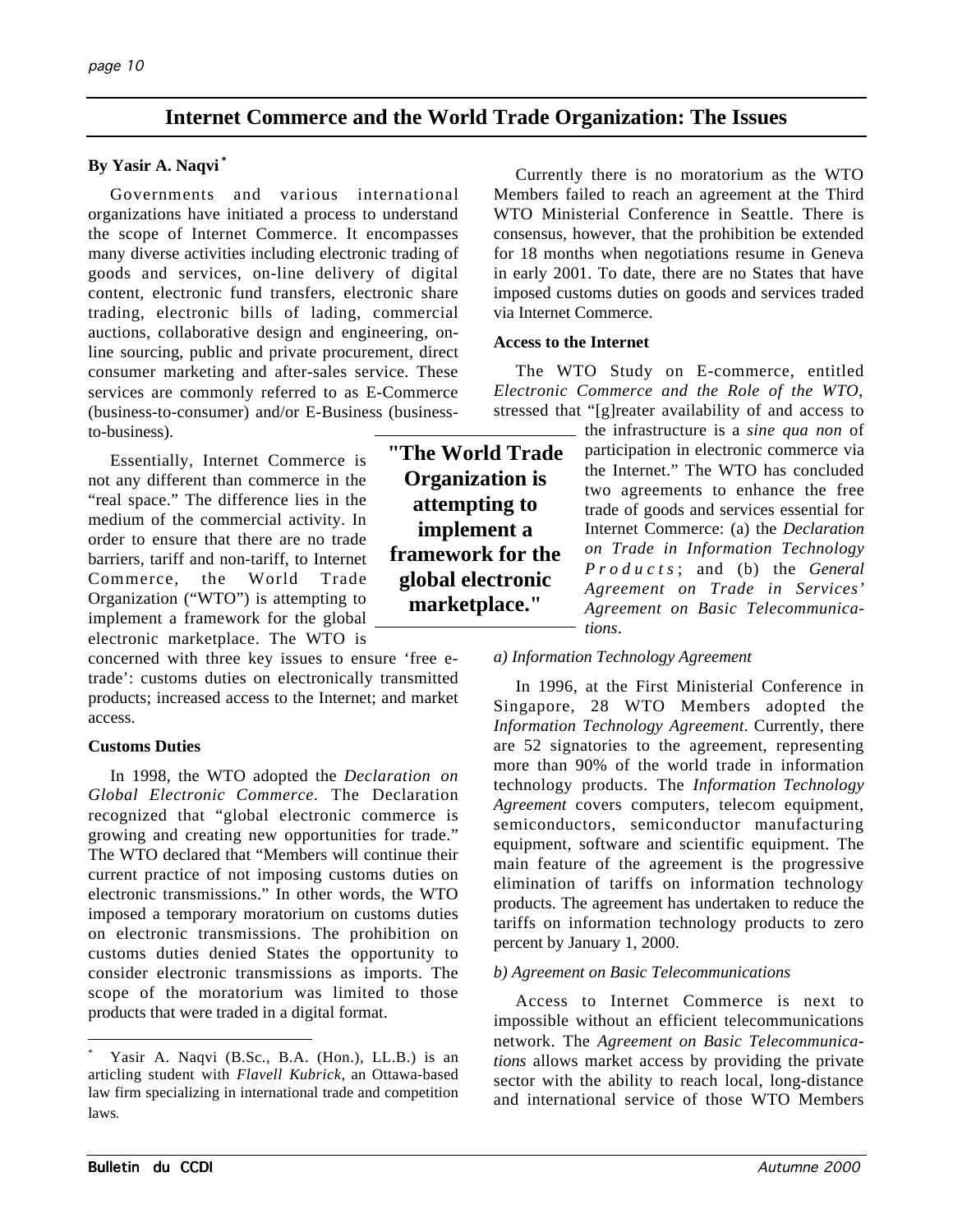## Internet Commerce and the World Trade Organization: The Issues

**By Yasir A. Naqvi** [*]

Governments and various international organizations have initiated a process to understand the scope of Internet Commerce. It encompasses many diverse activities including electronic trading of goods and services, on-line delivery of digital content, electronic fund transfers, electronic share trading, electronic bills of lading, commercial auctions, collaborative design and engineering, on-line sourcing, public and private procurement, direct consumer marketing and after-sales service. These services are commonly referred to as E-Commerce (business-to-consumer) and/or E-Business (business-to-business).

Essentially, Internet Commerce is not any different than commerce in the "real space." The difference lies in the medium of the commercial activity. In order to ensure that there are no trade barriers, tariff and non-tariff, to Internet Commerce, the World Trade Organization ("WTO") is attempting to implement a framework for the global electronic marketplace. The WTO is concerned with three key issues to ensure 'free e-trade': customs duties on electronically transmitted products; increased access to the Internet; and market access.

> **"The World Trade Organization is attempting to implement a framework for the global electronic marketplace."**

**Customs Duties**

In 1998, the WTO adopted the *Declaration on Global Electronic Commerce*. The Declaration recognized that "global electronic commerce is growing and creating new opportunities for trade." The WTO declared that "Members will continue their current practice of not imposing customs duties on electronic transmissions." In other words, the WTO imposed a temporary moratorium on customs duties on electronic transmissions. The prohibition on customs duties denied States the opportunity to consider electronic transmissions as imports. The scope of the moratorium was limited to those products that were traded in a digital format.

Currently there is no moratorium as the WTO Members failed to reach an agreement at the Third WTO Ministerial Conference in Seattle. There is consensus, however, that the prohibition be extended for 18 months when negotiations resume in Geneva in early 2001. To date, there are no States that have imposed customs duties on goods and services traded via Internet Commerce.

**Access to the Internet**

The WTO Study on E-commerce, entitled *Electronic Commerce and the Role of the WTO*, stressed that "[g]reater availability of and access to the infrastructure is a *sine qua non* of participation in electronic commerce via the Internet." The WTO has concluded two agreements to enhance the free trade of goods and services essential for Internet Commerce: (a) the *Declaration on Trade in Information Technology Products*; and (b) the *General Agreement on Trade in Services' Agreement on Basic Telecommunications*.

*a) Information Technology Agreement*

In 1996, at the First Ministerial Conference in Singapore, 28 WTO Members adopted the *Information Technology Agreement*. Currently, there are 52 signatories to the agreement, representing more than 90% of the world trade in information technology products. The *Information Technology Agreement* covers computers, telecom equipment, semiconductors, semiconductor manufacturing equipment, software and scientific equipment. The main feature of the agreement is the progressive elimination of tariffs on information technology products. The agreement has undertaken to reduce the tariffs on information technology products to zero percent by January 1, 2000.

*b) Agreement on Basic Telecommunications*

Access to Internet Commerce is next to impossible without an efficient telecommunications network. The *Agreement on Basic Telecommunications* allows market access by providing the private sector with the ability to reach local, long-distance and international service of those WTO Members

---

[*] Yasir A. Naqvi (B.Sc., B.A. (Hon.), LL.B.) is an articling student with *Flavell Kubrick*, an Ottawa-based law firm specializing in international trade and competition laws.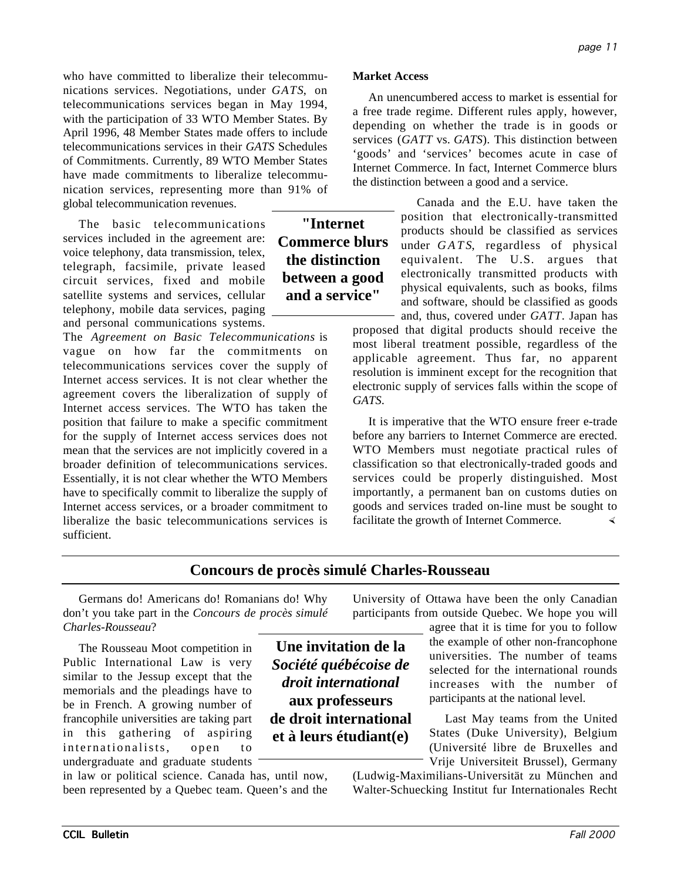who have committed to liberalize their telecommunications services. Negotiations, under *GATS*, on telecommunications services began in May 1994, with the participation of 33 WTO Member States. By April 1996, 48 Member States made offers to include telecommunications services in their *GATS* Schedules of Commitments. Currently, 89 WTO Member States have made commitments to liberalize telecommunication services, representing more than 91% of global telecommunication revenues.

The basic telecommunications services included in the agreement are: voice telephony, data transmission, telex, telegraph, facsimile, private leased circuit services, fixed and mobile satellite systems and services, cellular telephony, mobile data services, paging and personal communications systems. The *Agreement on Basic Telecommunications* is vague on how far the commitments on telecommunications services cover the supply of Internet access services. It is not clear whether the agreement covers the liberalization of supply of Internet access services. The WTO has taken the position that failure to make a specific commitment for the supply of Internet access services does not mean that the services are not implicitly covered in a broader definition of telecommunications services. Essentially, it is not clear whether the WTO Members have to specifically commit to liberalize the supply of Internet access services, or a broader commitment to liberalize the basic telecommunications services is sufficient.

**"Internet Commerce blurs the distinction between a good and a service"**

**Market Access**

An unencumbered access to market is essential for a free trade regime. Different rules apply, however, depending on whether the trade is in goods or services (*GATT* vs. *GATS*). This distinction between 'goods' and 'services' becomes acute in case of Internet Commerce. In fact, Internet Commerce blurs the distinction between a good and a service.

Canada and the E.U. have taken the position that electronically-transmitted products should be classified as services under *GATS*, regardless of physical equivalent. The U.S. argues that electronically transmitted products with physical equivalents, such as books, films and software, should be classified as goods and, thus, covered under *GATT*. Japan has proposed that digital products should receive the most liberal treatment possible, regardless of the applicable agreement. Thus far, no apparent resolution is imminent except for the recognition that electronic supply of services falls within the scope of *GATS*.

It is imperative that the WTO ensure freer e-trade before any barriers to Internet Commerce are erected. WTO Members must negotiate practical rules of classification so that electronically-traded goods and services could be properly distinguished. Most importantly, a permanent ban on customs duties on goods and services traded on-line must be sought to facilitate the growth of Internet Commerce.

## Concours de procès simulé Charles-Rousseau

Germans do! Americans do! Romanians do! Why don't you take part in the *Concours de procès simulé Charles-Rousseau*?

The Rousseau Moot competition in Public International Law is very similar to the Jessup except that the memorials and the pleadings have to be in French. A growing number of francophile universities are taking part in this gathering of aspiring internationalists, open to undergraduate and graduate students in law or political science. Canada has, until now, been represented by a Quebec team. Queen's and the University of Ottawa have been the only Canadian participants from outside Quebec. We hope you will agree that it is time for you to follow the example of other non-francophone universities. The number of teams selected for the international rounds increases with the number of participants at the national level.

**Une invitation de la *Société québécoise de droit international* aux professeurs de droit international et à leurs étudiant(e)**

Last May teams from the United States (Duke University), Belgium (Université libre de Bruxelles and Vrije Universiteit Brussel), Germany (Ludwig-Maximilians-Universität zu München and Walter-Schuecking Institut fur Internationales Recht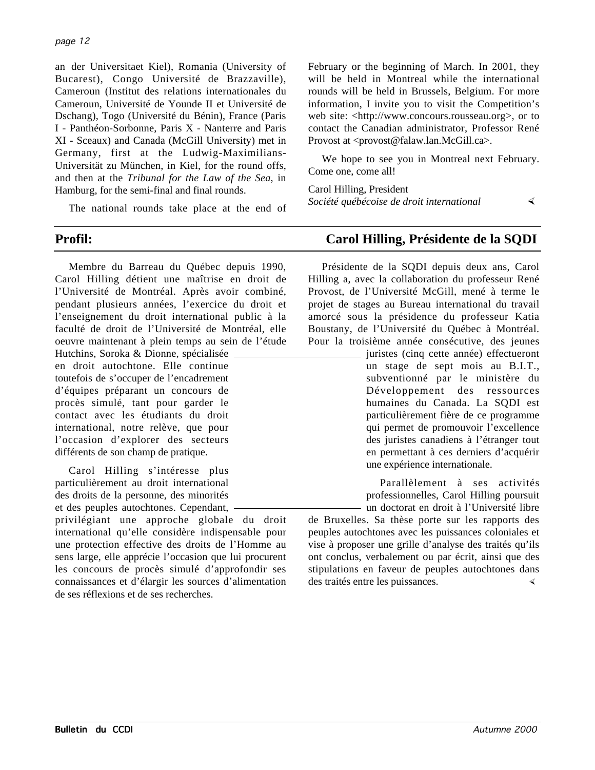an der Universitaet Kiel), Romania (University of Bucarest), Congo Université de Brazzaville), Cameroun (Institut des relations internationales du Cameroun, Université de Younde II et Université de Dschang), Togo (Université du Bénin), France (Paris I - Panthéon-Sorbonne, Paris X - Nanterre and Paris XI - Sceaux) and Canada (McGill University) met in Germany, first at the Ludwig-Maximilians-Universität zu München, in Kiel, for the round offs, and then at the *Tribunal for the Law of the Sea*, in Hamburg, for the semi-final and final rounds.

The national rounds take place at the end of February or the beginning of March. In 2001, they will be held in Montreal while the international rounds will be held in Brussels, Belgium. For more information, I invite you to visit the Competition's web site: <http://www.concours.rousseau.org>, or to contact the Canadian administrator, Professor René Provost at <provost@falaw.lan.McGill.ca>.

We hope to see you in Montreal next February. Come one, come all!

Carol Hilling, President
*Société québécoise de droit international*

## Profil: Carol Hilling, Présidente de la SQDI

Membre du Barreau du Québec depuis 1990, Carol Hilling détient une maîtrise en droit de l'Université de Montréal. Après avoir combiné, pendant plusieurs années, l'exercice du droit et l'enseignement du droit international public à la faculté de droit de l'Université de Montréal, elle oeuvre maintenant à plein temps au sein de l'étude Hutchins, Soroka & Dionne, spécialisée en droit autochtone. Elle continue toutefois de s'occuper de l'encadrement d'équipes préparant un concours de procès simulé, tant pour garder le contact avec les étudiants du droit international, notre relève, que pour l'occasion d'explorer des secteurs différents de son champ de pratique.

Carol Hilling s'intéresse plus particulièrement au droit international des droits de la personne, des minorités et des peuples autochtones. Cependant, privilégiant une approche globale du droit international qu'elle considère indispensable pour une protection effective des droits de l'Homme au sens large, elle apprécie l'occasion que lui procurent les concours de procès simulé d'approfondir ses connaissances et d'élargir les sources d'alimentation de ses réflexions et de ses recherches.

Présidente de la SQDI depuis deux ans, Carol Hilling a, avec la collaboration du professeur René Provost, de l'Université McGill, mené à terme le projet de stages au Bureau international du travail amorcé sous la présidence du professeur Katia Boustany, de l'Université du Québec à Montréal. Pour la troisième année consécutive, des jeunes juristes (cinq cette année) effectueront un stage de sept mois au B.I.T., subventionné par le ministère du Développement des ressources humaines du Canada. La SQDI est particulièrement fière de ce programme qui permet de promouvoir l'excellence des juristes canadiens à l'étranger tout en permettant à ces derniers d'acquérir une expérience internationale.

Parallèlement à ses activités professionnelles, Carol Hilling poursuit un doctorat en droit à l'Université libre de Bruxelles. Sa thèse porte sur les rapports des peuples autochtones avec les puissances coloniales et vise à proposer une grille d'analyse des traités qu'ils ont conclus, verbalement ou par écrit, ainsi que des stipulations en faveur de peuples autochtones dans des traités entre les puissances.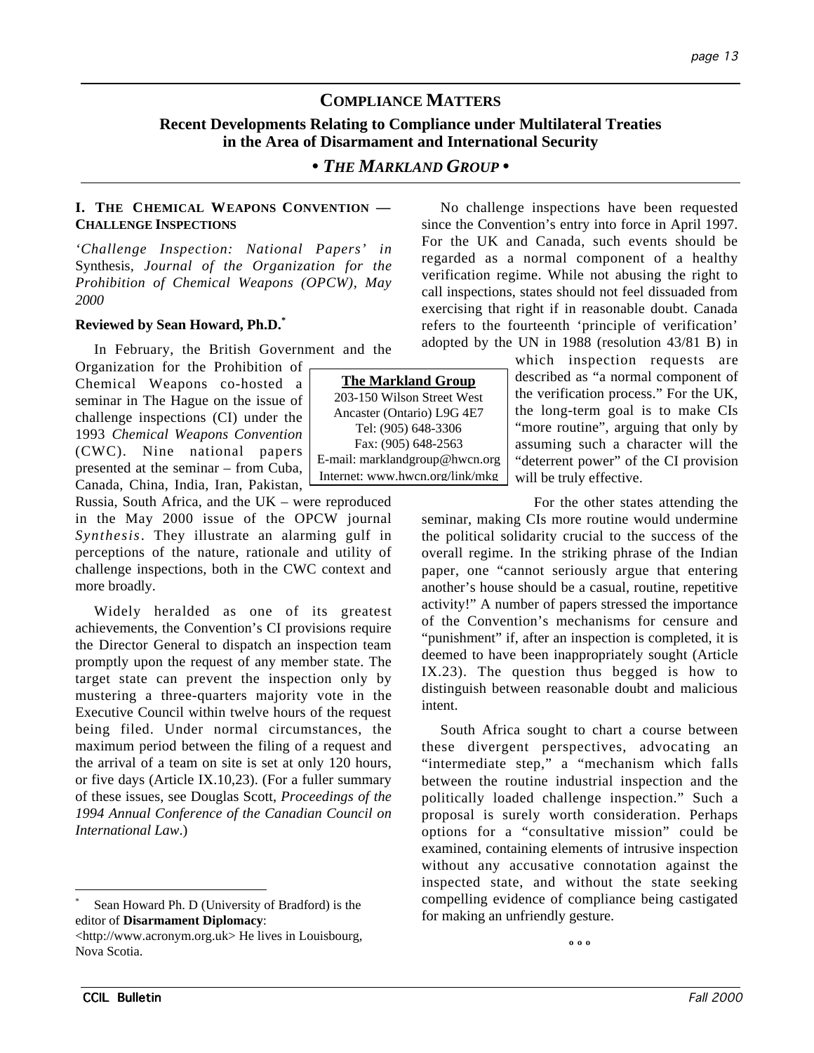# COMPLIANCE MATTERS

## Recent Developments Relating to Compliance under Multilateral Treaties in the Area of Disarmament and International Security

### • *THE MARKLAND GROUP* •

### I. THE CHEMICAL WEAPONS CONVENTION — CHALLENGE INSPECTIONS

*'Challenge Inspection: National Papers' in* Synthesis, *Journal of the Organization for the Prohibition of Chemical Weapons (OPCW), May 2000*

**Reviewed by Sean Howard, Ph.D.***

In February, the British Government and the Organization for the Prohibition of Chemical Weapons co-hosted a seminar in The Hague on the issue of challenge inspections (CI) under the 1993 *Chemical Weapons Convention* (CWC). Nine national papers presented at the seminar – from Cuba, Canada, China, India, Iran, Pakistan, Russia, South Africa, and the UK – were reproduced in the May 2000 issue of the OPCW journal *Synthesis*. They illustrate an alarming gulf in perceptions of the nature, rationale and utility of challenge inspections, both in the CWC context and more broadly.

Widely heralded as one of its greatest achievements, the Convention's CI provisions require the Director General to dispatch an inspection team promptly upon the request of any member state. The target state can prevent the inspection only by mustering a three-quarters majority vote in the Executive Council within twelve hours of the request being filed. Under normal circumstances, the maximum period between the filing of a request and the arrival of a team on site is set at only 120 hours, or five days (Article IX.10,23). (For a fuller summary of these issues, see Douglas Scott, *Proceedings of the 1994 Annual Conference of the Canadian Council on International Law*.)

No challenge inspections have been requested since the Convention's entry into force in April 1997. For the UK and Canada, such events should be regarded as a normal component of a healthy verification regime. While not abusing the right to call inspections, states should not feel dissuaded from exercising that right if in reasonable doubt. Canada refers to the fourteenth 'principle of verification' adopted by the UN in 1988 (resolution 43/81 B) in which inspection requests are described as "a normal component of the verification process." For the UK, the long-term goal is to make CIs "more routine", arguing that only by assuming such a character will the "deterrent power" of the CI provision will be truly effective.

For the other states attending the seminar, making CIs more routine would undermine the political solidarity crucial to the success of the overall regime. In the striking phrase of the Indian paper, one "cannot seriously argue that entering another's house should be a casual, routine, repetitive activity!" A number of papers stressed the importance of the Convention's mechanisms for censure and "punishment" if, after an inspection is completed, it is deemed to have been inappropriately sought (Article IX.23). The question thus begged is how to distinguish between reasonable doubt and malicious intent.

South Africa sought to chart a course between these divergent perspectives, advocating an "intermediate step," a "mechanism which falls between the routine industrial inspection and the politically loaded challenge inspection." Such a proposal is surely worth consideration. Perhaps options for a "consultative mission" could be examined, containing elements of intrusive inspection without any accusative connotation against the inspected state, and without the state seeking compelling evidence of compliance being castigated for making an unfriendly gesture.

º º º

**The Markland Group**
203-150 Wilson Street West
Ancaster (Ontario) L9G 4E7
Tel: (905) 648-3306
Fax: (905) 648-2563
E-mail: marklandgroup@hwcn.org
Internet: www.hwcn.org/link/mkg

---

* Sean Howard Ph. D (University of Bradford) is the editor of **Disarmament Diplomacy**: <http://www.acronym.org.uk> He lives in Louisbourg, Nova Scotia.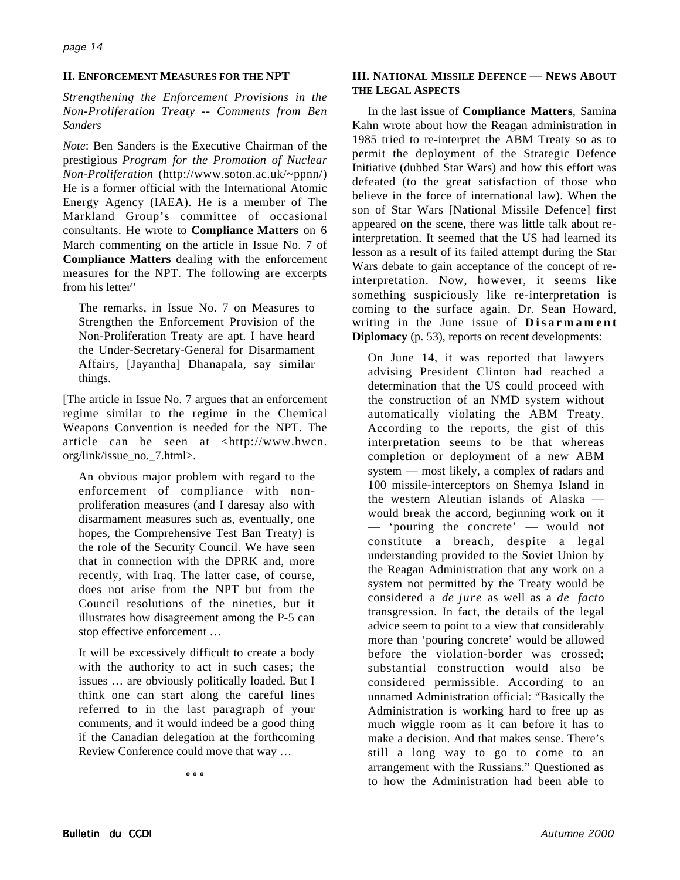## II. ENFORCEMENT MEASURES FOR THE NPT

*Strengthening the Enforcement Provisions in the Non-Proliferation Treaty -- Comments from Ben Sanders*

*Note*: Ben Sanders is the Executive Chairman of the prestigious *Program for the Promotion of Nuclear Non-Proliferation* (http://www.soton.ac.uk/~ppnn/) He is a former official with the International Atomic Energy Agency (IAEA). He is a member of The Markland Group's committee of occasional consultants. He wrote to **Compliance Matters** on 6 March commenting on the article in Issue No. 7 of **Compliance Matters** dealing with the enforcement measures for the NPT. The following are excerpts from his letter"

> The remarks, in Issue No. 7 on Measures to Strengthen the Enforcement Provision of the Non-Proliferation Treaty are apt. I have heard the Under-Secretary-General for Disarmament Affairs, [Jayantha] Dhanapala, say similar things.

[The article in Issue No. 7 argues that an enforcement regime similar to the regime in the Chemical Weapons Convention is needed for the NPT. The article can be seen at <http://www.hwcn.org/link/issue_no._7.html>.

> An obvious major problem with regard to the enforcement of compliance with non-proliferation measures (and I daresay also with disarmament measures such as, eventually, one hopes, the Comprehensive Test Ban Treaty) is the role of the Security Council. We have seen that in connection with the DPRK and, more recently, with Iraq. The latter case, of course, does not arise from the NPT but from the Council resolutions of the nineties, but it illustrates how disagreement among the P-5 can stop effective enforcement …

> It will be excessively difficult to create a body with the authority to act in such cases; the issues … are obviously politically loaded. But I think one can start along the careful lines referred to in the last paragraph of your comments, and it would indeed be a good thing if the Canadian delegation at the forthcoming Review Conference could move that way …

º º º

## III. NATIONAL MISSILE DEFENCE — NEWS ABOUT THE LEGAL ASPECTS

In the last issue of **Compliance Matters**, Samina Kahn wrote about how the Reagan administration in 1985 tried to re-interpret the ABM Treaty so as to permit the deployment of the Strategic Defence Initiative (dubbed Star Wars) and how this effort was defeated (to the great satisfaction of those who believe in the force of international law). When the son of Star Wars [National Missile Defence] first appeared on the scene, there was little talk about re-interpretation. It seemed that the US had learned its lesson as a result of its failed attempt during the Star Wars debate to gain acceptance of the concept of re-interpretation. Now, however, it seems like something suspiciously like re-interpretation is coming to the surface again. Dr. Sean Howard, writing in the June issue of **Disarmament Diplomacy** (p. 53), reports on recent developments:

> On June 14, it was reported that lawyers advising President Clinton had reached a determination that the US could proceed with the construction of an NMD system without automatically violating the ABM Treaty. According to the reports, the gist of this interpretation seems to be that whereas completion or deployment of a new ABM system — most likely, a complex of radars and 100 missile-interceptors on Shemya Island in the western Aleutian islands of Alaska — would break the accord, beginning work on it — 'pouring the concrete' — would not constitute a breach, despite a legal understanding provided to the Soviet Union by the Reagan Administration that any work on a system not permitted by the Treaty would be considered a *de jure* as well as a *de facto* transgression. In fact, the details of the legal advice seem to point to a view that considerably more than 'pouring concrete' would be allowed before the violation-border was crossed; substantial construction would also be considered permissible. According to an unnamed Administration official: "Basically the Administration is working hard to free up as much wiggle room as it can before it has to make a decision. And that makes sense. There's still a long way to go to come to an arrangement with the Russians." Questioned as to how the Administration had been able to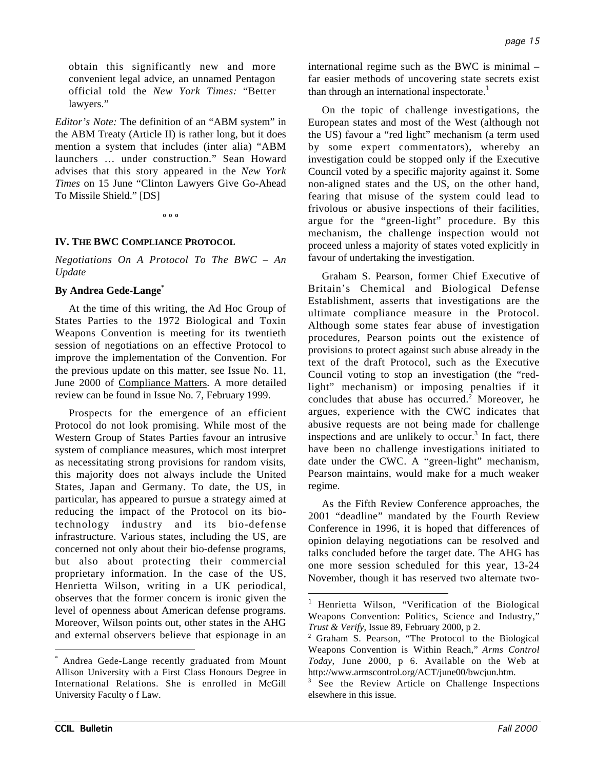obtain this significantly new and more convenient legal advice, an unnamed Pentagon official told the *New York Times:* "Better lawyers."

*Editor's Note:* The definition of an "ABM system" in the ABM Treaty (Article II) is rather long, but it does mention a system that includes (inter alia) "ABM launchers … under construction." Sean Howard advises that this story appeared in the *New York Times* on 15 June "Clinton Lawyers Give Go-Ahead To Missile Shield." [DS]

º º º

## IV. The BWC Compliance Protocol

*Negotiations On A Protocol To The BWC – An Update*

**By Andrea Gede-Lange***

At the time of this writing, the Ad Hoc Group of States Parties to the 1972 Biological and Toxin Weapons Convention is meeting for its twentieth session of negotiations on an effective Protocol to improve the implementation of the Convention. For the previous update on this matter, see Issue No. 11, June 2000 of Compliance Matters. A more detailed review can be found in Issue No. 7, February 1999.

Prospects for the emergence of an efficient Protocol do not look promising. While most of the Western Group of States Parties favour an intrusive system of compliance measures, which most interpret as necessitating strong provisions for random visits, this majority does not always include the United States, Japan and Germany. To date, the US, in particular, has appeared to pursue a strategy aimed at reducing the impact of the Protocol on its bio-technology industry and its bio-defense infrastructure. Various states, including the US, are concerned not only about their bio-defense programs, but also about protecting their commercial proprietary information. In the case of the US, Henrietta Wilson, writing in a UK periodical, observes that the former concern is ironic given the level of openness about American defense programs. Moreover, Wilson points out, other states in the AHG and external observers believe that espionage in an international regime such as the BWC is minimal – far easier methods of uncovering state secrets exist than through an international inspectorate.[1]

On the topic of challenge investigations, the European states and most of the West (although not the US) favour a "red light" mechanism (a term used by some expert commentators), whereby an investigation could be stopped only if the Executive Council voted by a specific majority against it. Some non-aligned states and the US, on the other hand, fearing that misuse of the system could lead to frivolous or abusive inspections of their facilities, argue for the "green-light" procedure. By this mechanism, the challenge inspection would not proceed unless a majority of states voted explicitly in favour of undertaking the investigation.

Graham S. Pearson, former Chief Executive of Britain's Chemical and Biological Defense Establishment, asserts that investigations are the ultimate compliance measure in the Protocol. Although some states fear abuse of investigation procedures, Pearson points out the existence of provisions to protect against such abuse already in the text of the draft Protocol, such as the Executive Council voting to stop an investigation (the "red-light" mechanism) or imposing penalties if it concludes that abuse has occurred.[2] Moreover, he argues, experience with the CWC indicates that abusive requests are not being made for challenge inspections and are unlikely to occur.[3] In fact, there have been no challenge investigations initiated to date under the CWC. A "green-light" mechanism, Pearson maintains, would make for a much weaker regime.

As the Fifth Review Conference approaches, the 2001 "deadline" mandated by the Fourth Review Conference in 1996, it is hoped that differences of opinion delaying negotiations can be resolved and talks concluded before the target date. The AHG has one more session scheduled for this year, 13-24 November, though it has reserved two alternate two-

---

\* Andrea Gede-Lange recently graduated from Mount Allison University with a First Class Honours Degree in International Relations. She is enrolled in McGill University Faculty o f Law.

[1] Henrietta Wilson, "Verification of the Biological Weapons Convention: Politics, Science and Industry," *Trust & Verify*, Issue 89, February 2000, p 2.

[2] Graham S. Pearson, "The Protocol to the Biological Weapons Convention is Within Reach," *Arms Control Today*, June 2000, p 6. Available on the Web at http://www.armscontrol.org/ACT/june00/bwcjun.htm.

[3] See the Review Article on Challenge Inspections elsewhere in this issue.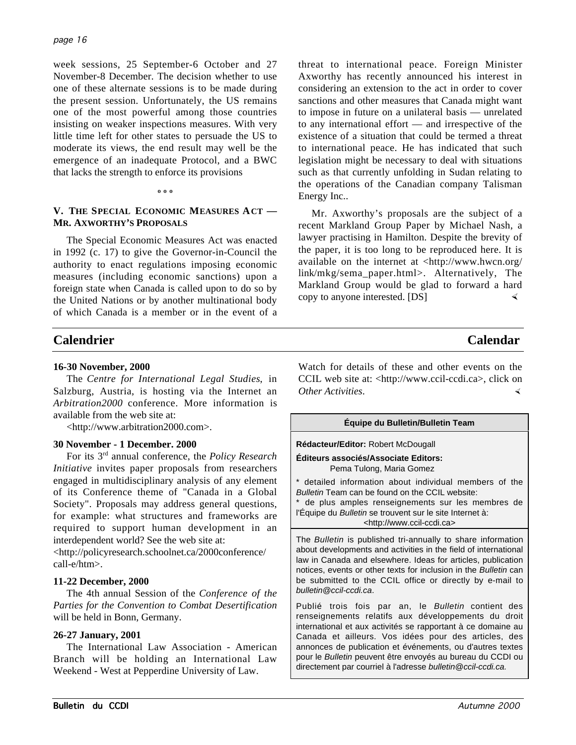week sessions, 25 September-6 October and 27 November-8 December. The decision whether to use one of these alternate sessions is to be made during the present session. Unfortunately, the US remains one of the most powerful among those countries insisting on weaker inspections measures. With very little time left for other states to persuade the US to moderate its views, the end result may well be the emergence of an inadequate Protocol, and a BWC that lacks the strength to enforce its provisions

º º º

### V. The Special Economic Measures Act — Mr. Axworthy's Proposals

The Special Economic Measures Act was enacted in 1992 (c. 17) to give the Governor-in-Council the authority to enact regulations imposing economic measures (including economic sanctions) upon a foreign state when Canada is called upon to do so by the United Nations or by another multinational body of which Canada is a member or in the event of a threat to international peace. Foreign Minister Axworthy has recently announced his interest in considering an extension to the act in order to cover sanctions and other measures that Canada might want to impose in future on a unilateral basis — unrelated to any international effort — and irrespective of the existence of a situation that could be termed a threat to international peace. He has indicated that such legislation might be necessary to deal with situations such as that currently unfolding in Sudan relating to the operations of the Canadian company Talisman Energy Inc..

Mr. Axworthy's proposals are the subject of a recent Markland Group Paper by Michael Nash, a lawyer practising in Hamilton. Despite the brevity of the paper, it is too long to be reproduced here. It is available on the internet at <http://www.hwcn.org/link/mkg/sema_paper.html>. Alternatively, The Markland Group would be glad to forward a hard copy to anyone interested. [DS]

## Calendrier / Calendar

**16-30 November, 2000**

The *Centre for International Legal Studies*, in Salzburg, Austria, is hosting via the Internet an *Arbitration2000* conference. More information is available from the web site at:

<http://www.arbitration2000.com>.

**30 November - 1 December. 2000**

For its 3rd annual conference, the *Policy Research Initiative* invites paper proposals from researchers engaged in multidisciplinary analysis of any element of its Conference theme of "Canada in a Global Society". Proposals may address general questions, for example: what structures and frameworks are required to support human development in an interdependent world? See the web site at:
<http://policyresearch.schoolnet.ca/2000conference/call-e/htm>.

**11-22 December, 2000**

The 4th annual Session of the *Conference of the Parties for the Convention to Combat Desertification* will be held in Bonn, Germany.

**26-27 January, 2001**

The International Law Association - American Branch will be holding an International Law Weekend - West at Pepperdine University of Law.

Watch for details of these and other events on the CCIL web site at: <http://www.ccil-ccdi.ca>, click on *Other Activities*.

**Équipe du Bulletin/Bulletin Team**

**Rédacteur/Editor:** Robert McDougall

**Éditeurs associés/Associate Editors:**
Pema Tulong, Maria Gomez

* detailed information about individual members of the *Bulletin* Team can be found on the CCIL website:
* de plus amples renseignements sur les membres de l'Équipe du *Bulletin* se trouvent sur le site Internet à:
<http://www.ccil-ccdi.ca>

The *Bulletin* is published tri-annually to share information about developments and activities in the field of international law in Canada and elsewhere. Ideas for articles, publication notices, events or other texts for inclusion in the *Bulletin* can be submitted to the CCIL office or directly by e-mail to *bulletin@ccil-ccdi.ca*.

Publié trois fois par an, le *Bulletin* contient des renseignements relatifs aux développements du droit international et aux activités se rapportant à ce domaine au Canada et ailleurs. Vos idées pour des articles, des annonces de publication et événements, ou d'autres textes pour le *Bulletin* peuvent être envoyés au bureau du CCDI ou directement par courriel à l'adresse *bulletin@ccil-ccdi.ca.*